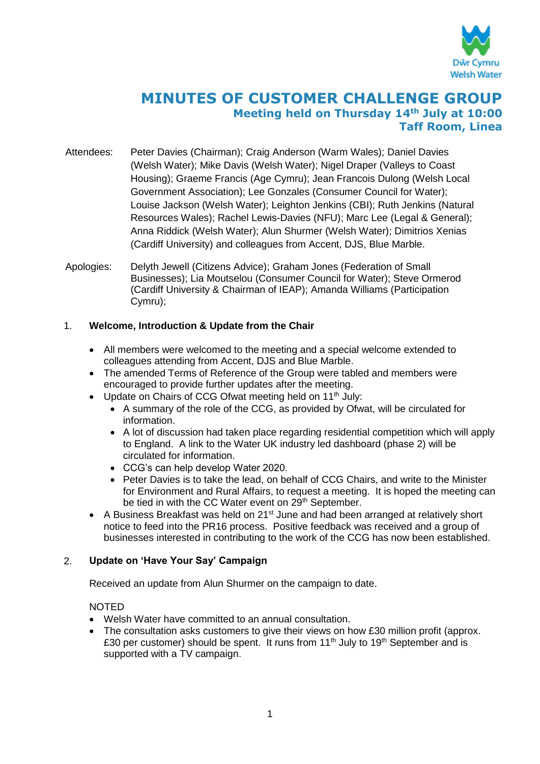# MINUTES OF CUSTOMER CHALLENGE GROUP

## Meeting held on Thursday 14th July at 10:00

## Taff Room, Linea

Attendees: Peter Davies (Chairman); Craig Anderson (Warm Wales); Daniel Davies (Welsh Water); Mike Davis (Welsh Water); Nigel Draper (Valleys to Coast Housing); Graeme Francis (Age Cymru); Jean Francois Dulong (Welsh Local Government Association); Lee Gonzales (Consumer Council for Water); Louise Jackson (Welsh Water); Leighton Jenkins (CBI); Ruth Jenkins (Natural Resources Wales); Rachel Lewis-Davies (NFU); Marc Lee (Legal & General); Anna Riddick (Welsh Water); Alun Shurmer (Welsh Water); Dimitrios Xenias (Cardiff University) and colleagues from Accent, DJS, Blue Marble.

Apologies: Delyth Jewell (Citizens Advice); Graham Jones (Federation of Small Businesses); Lia Moutselou (Consumer Council for Water); Steve Ormerod (Cardiff University & Chairman of IEAP); Amanda Williams (Participation Cymru);

### 1. Welcome, Introduction & Update from the Chair

- All members were welcomed to the meeting and a special welcome extended to colleagues attending from Accent, DJS and Blue Marble.
- The amended Terms of Reference of the Group were tabled and members were encouraged to provide further updates after the meeting.
- Update on Chairs of CCG Ofwat meeting held on 11th July:
  - A summary of the role of the CCG, as provided by Ofwat, will be circulated for information.
  - A lot of discussion had taken place regarding residential competition which will apply to England. A link to the Water UK industry led dashboard (phase 2) will be circulated for information.
  - CCG's can help develop Water 2020.
  - Peter Davies is to take the lead, on behalf of CCG Chairs, and write to the Minister for Environment and Rural Affairs, to request a meeting. It is hoped the meeting can be tied in with the CC Water event on 29th September.
- A Business Breakfast was held on 21st June and had been arranged at relatively short notice to feed into the PR16 process. Positive feedback was received and a group of businesses interested in contributing to the work of the CCG has now been established.

### 2. Update on 'Have Your Say' Campaign

Received an update from Alun Shurmer on the campaign to date.

NOTED

- Welsh Water have committed to an annual consultation.
- The consultation asks customers to give their views on how £30 million profit (approx. £30 per customer) should be spent. It runs from 11th July to 19th September and is supported with a TV campaign.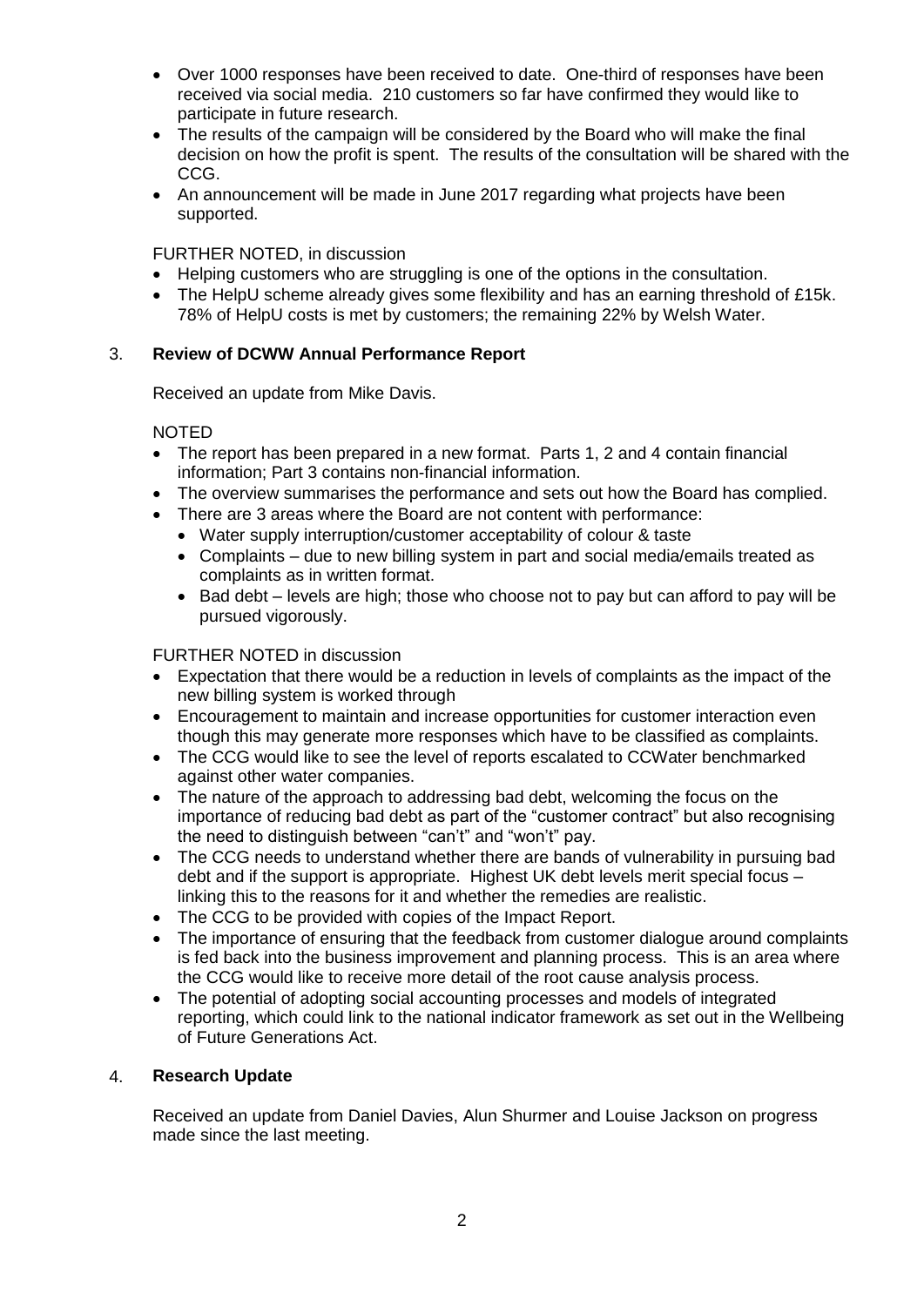- Over 1000 responses have been received to date. One-third of responses have been received via social media. 210 customers so far have confirmed they would like to participate in future research.
- The results of the campaign will be considered by the Board who will make the final decision on how the profit is spent. The results of the consultation will be shared with the CCG.
- An announcement will be made in June 2017 regarding what projects have been supported.

FURTHER NOTED, in discussion

- Helping customers who are struggling is one of the options in the consultation.
- The HelpU scheme already gives some flexibility and has an earning threshold of £15k. 78% of HelpU costs is met by customers; the remaining 22% by Welsh Water.

## 3. Review of DCWW Annual Performance Report

Received an update from Mike Davis.

NOTED

- The report has been prepared in a new format. Parts 1, 2 and 4 contain financial information; Part 3 contains non-financial information.
- The overview summarises the performance and sets out how the Board has complied.
- There are 3 areas where the Board are not content with performance:
  - Water supply interruption/customer acceptability of colour & taste
  - Complaints – due to new billing system in part and social media/emails treated as complaints as in written format.
  - Bad debt – levels are high; those who choose not to pay but can afford to pay will be pursued vigorously.

FURTHER NOTED in discussion

- Expectation that there would be a reduction in levels of complaints as the impact of the new billing system is worked through
- Encouragement to maintain and increase opportunities for customer interaction even though this may generate more responses which have to be classified as complaints.
- The CCG would like to see the level of reports escalated to CCWater benchmarked against other water companies.
- The nature of the approach to addressing bad debt, welcoming the focus on the importance of reducing bad debt as part of the "customer contract" but also recognising the need to distinguish between "can't" and "won't" pay.
- The CCG needs to understand whether there are bands of vulnerability in pursuing bad debt and if the support is appropriate. Highest UK debt levels merit special focus – linking this to the reasons for it and whether the remedies are realistic.
- The CCG to be provided with copies of the Impact Report.
- The importance of ensuring that the feedback from customer dialogue around complaints is fed back into the business improvement and planning process. This is an area where the CCG would like to receive more detail of the root cause analysis process.
- The potential of adopting social accounting processes and models of integrated reporting, which could link to the national indicator framework as set out in the Wellbeing of Future Generations Act.

## 4. Research Update

Received an update from Daniel Davies, Alun Shurmer and Louise Jackson on progress made since the last meeting.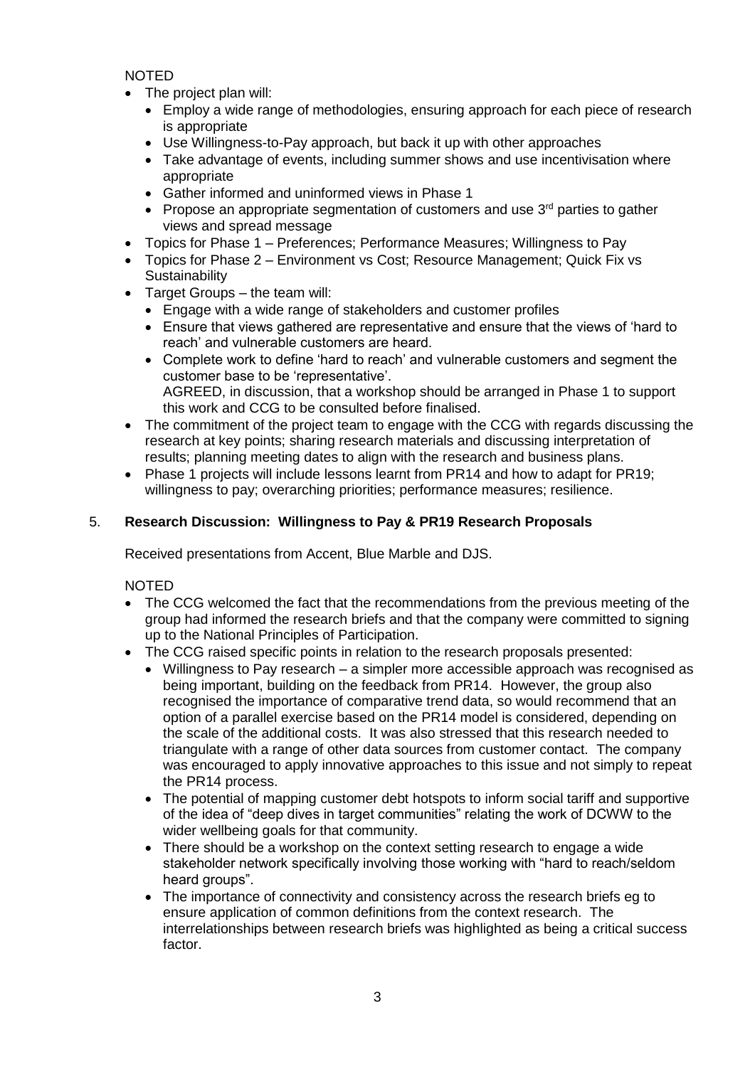NOTED

- The project plan will:
  - Employ a wide range of methodologies, ensuring approach for each piece of research is appropriate
  - Use Willingness-to-Pay approach, but back it up with other approaches
  - Take advantage of events, including summer shows and use incentivisation where appropriate
  - Gather informed and uninformed views in Phase 1
  - Propose an appropriate segmentation of customers and use 3rd parties to gather views and spread message
- Topics for Phase 1 – Preferences; Performance Measures; Willingness to Pay
- Topics for Phase 2 – Environment vs Cost; Resource Management; Quick Fix vs Sustainability
- Target Groups – the team will:
  - Engage with a wide range of stakeholders and customer profiles
  - Ensure that views gathered are representative and ensure that the views of 'hard to reach' and vulnerable customers are heard.
  - Complete work to define 'hard to reach' and vulnerable customers and segment the customer base to be 'representative'.
    AGREED, in discussion, that a workshop should be arranged in Phase 1 to support this work and CCG to be consulted before finalised.
- The commitment of the project team to engage with the CCG with regards discussing the research at key points; sharing research materials and discussing interpretation of results; planning meeting dates to align with the research and business plans.
- Phase 1 projects will include lessons learnt from PR14 and how to adapt for PR19; willingness to pay; overarching priorities; performance measures; resilience.

## 5. **Research Discussion: Willingness to Pay & PR19 Research Proposals**

Received presentations from Accent, Blue Marble and DJS.

NOTED

- The CCG welcomed the fact that the recommendations from the previous meeting of the group had informed the research briefs and that the company were committed to signing up to the National Principles of Participation.
- The CCG raised specific points in relation to the research proposals presented:
  - Willingness to Pay research – a simpler more accessible approach was recognised as being important, building on the feedback from PR14. However, the group also recognised the importance of comparative trend data, so would recommend that an option of a parallel exercise based on the PR14 model is considered, depending on the scale of the additional costs. It was also stressed that this research needed to triangulate with a range of other data sources from customer contact. The company was encouraged to apply innovative approaches to this issue and not simply to repeat the PR14 process.
  - The potential of mapping customer debt hotspots to inform social tariff and supportive of the idea of "deep dives in target communities" relating the work of DCWW to the wider wellbeing goals for that community.
  - There should be a workshop on the context setting research to engage a wide stakeholder network specifically involving those working with "hard to reach/seldom heard groups".
  - The importance of connectivity and consistency across the research briefs eg to ensure application of common definitions from the context research. The interrelationships between research briefs was highlighted as being a critical success factor.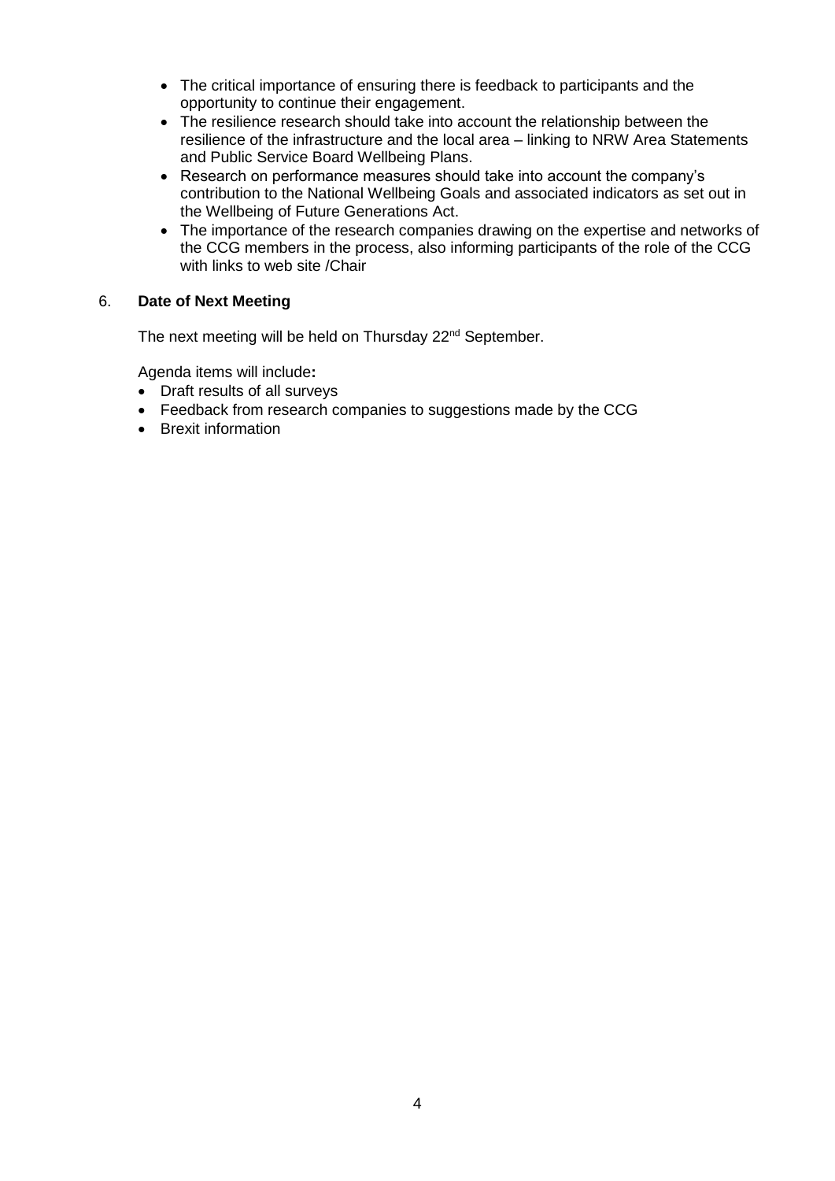- The critical importance of ensuring there is feedback to participants and the opportunity to continue their engagement.
- The resilience research should take into account the relationship between the resilience of the infrastructure and the local area – linking to NRW Area Statements and Public Service Board Wellbeing Plans.
- Research on performance measures should take into account the company's contribution to the National Wellbeing Goals and associated indicators as set out in the Wellbeing of Future Generations Act.
- The importance of the research companies drawing on the expertise and networks of the CCG members in the process, also informing participants of the role of the CCG with links to web site /Chair

6. **Date of Next Meeting**

The next meeting will be held on Thursday 22nd September.

Agenda items will include**:**

- Draft results of all surveys
- Feedback from research companies to suggestions made by the CCG
- Brexit information